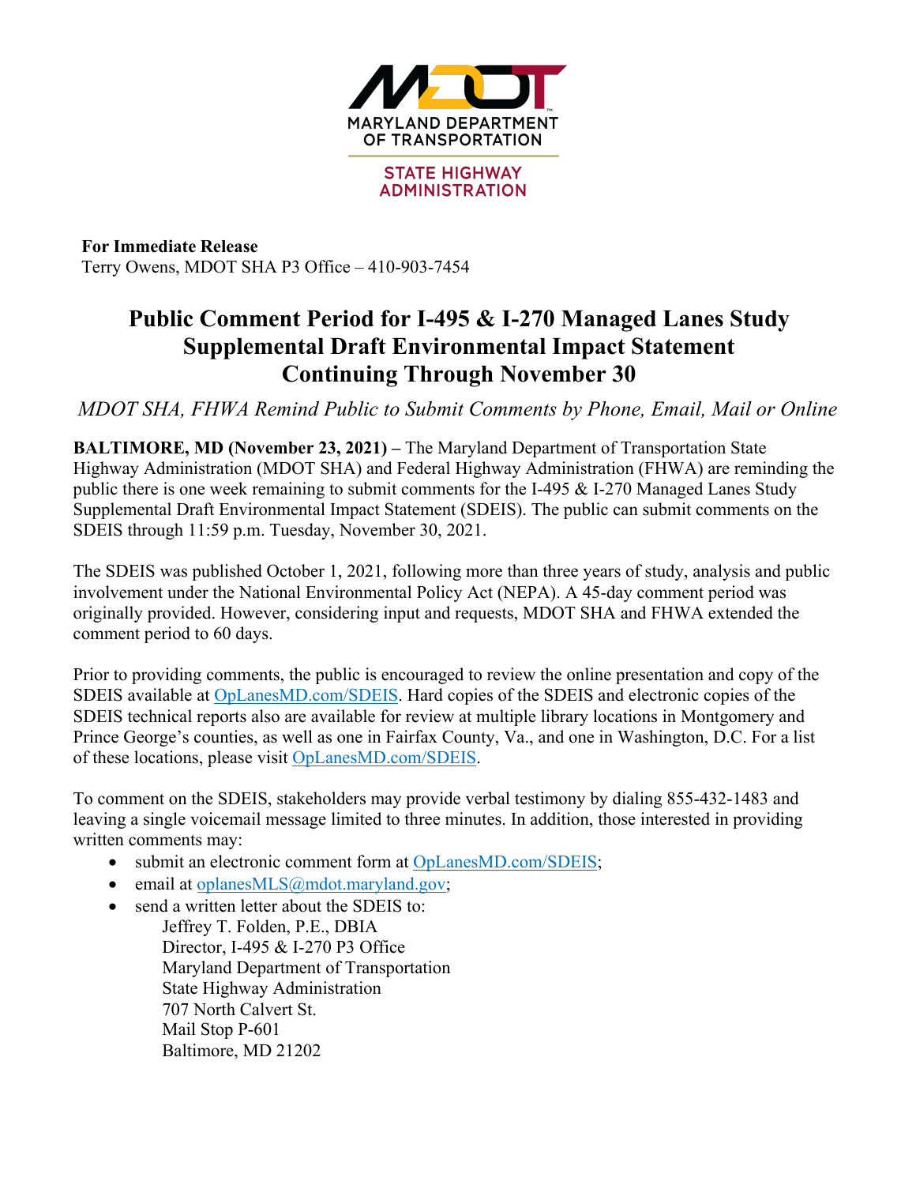MARYLAND DEPARTMENT OF TRANSPORTATION

STATE HIGHWAY ADMINISTRATION

**For Immediate Release**
Terry Owens, MDOT SHA P3 Office – 410-903-7454

# Public Comment Period for I-495 & I-270 Managed Lanes Study Supplemental Draft Environmental Impact Statement Continuing Through November 30

*MDOT SHA, FHWA Remind Public to Submit Comments by Phone, Email, Mail or Online*

**BALTIMORE, MD (November 23, 2021) –** The Maryland Department of Transportation State Highway Administration (MDOT SHA) and Federal Highway Administration (FHWA) are reminding the public there is one week remaining to submit comments for the I-495 & I-270 Managed Lanes Study Supplemental Draft Environmental Impact Statement (SDEIS). The public can submit comments on the SDEIS through 11:59 p.m. Tuesday, November 30, 2021.

The SDEIS was published October 1, 2021, following more than three years of study, analysis and public involvement under the National Environmental Policy Act (NEPA). A 45-day comment period was originally provided. However, considering input and requests, MDOT SHA and FHWA extended the comment period to 60 days.

Prior to providing comments, the public is encouraged to review the online presentation and copy of the SDEIS available at OpLanesMD.com/SDEIS. Hard copies of the SDEIS and electronic copies of the SDEIS technical reports also are available for review at multiple library locations in Montgomery and Prince George's counties, as well as one in Fairfax County, Va., and one in Washington, D.C. For a list of these locations, please visit OpLanesMD.com/SDEIS.

To comment on the SDEIS, stakeholders may provide verbal testimony by dialing 855-432-1483 and leaving a single voicemail message limited to three minutes. In addition, those interested in providing written comments may:

- submit an electronic comment form at OpLanesMD.com/SDEIS;
- email at oplanesMLS@mdot.maryland.gov;
- send a written letter about the SDEIS to:
  Jeffrey T. Folden, P.E., DBIA
  Director, I-495 & I-270 P3 Office
  Maryland Department of Transportation
  State Highway Administration
  707 North Calvert St.
  Mail Stop P-601
  Baltimore, MD 21202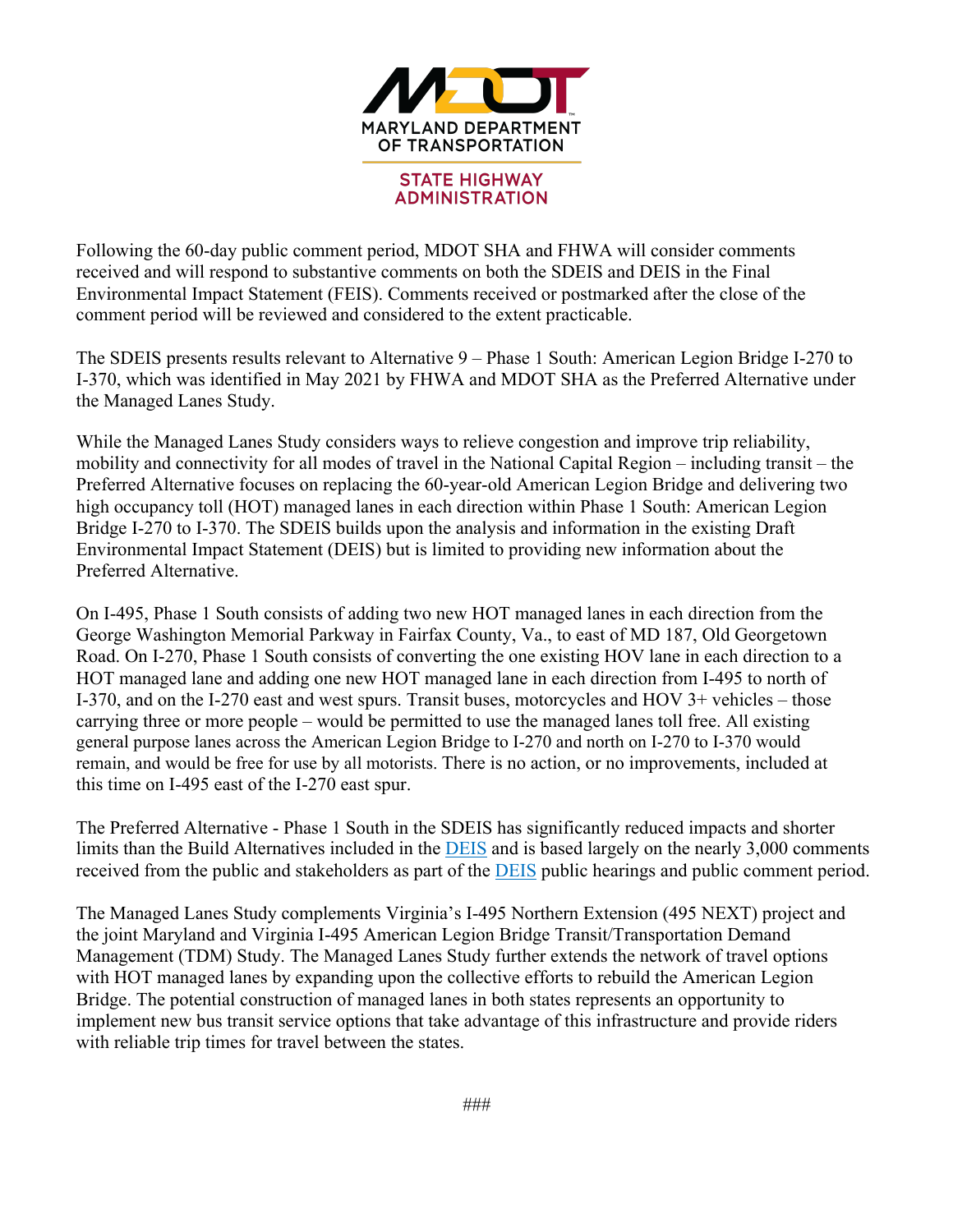MDOT

MARYLAND DEPARTMENT OF TRANSPORTATION

STATE HIGHWAY ADMINISTRATION

Following the 60-day public comment period, MDOT SHA and FHWA will consider comments received and will respond to substantive comments on both the SDEIS and DEIS in the Final Environmental Impact Statement (FEIS). Comments received or postmarked after the close of the comment period will be reviewed and considered to the extent practicable.

The SDEIS presents results relevant to Alternative 9 – Phase 1 South: American Legion Bridge I-270 to I-370, which was identified in May 2021 by FHWA and MDOT SHA as the Preferred Alternative under the Managed Lanes Study.

While the Managed Lanes Study considers ways to relieve congestion and improve trip reliability, mobility and connectivity for all modes of travel in the National Capital Region – including transit – the Preferred Alternative focuses on replacing the 60-year-old American Legion Bridge and delivering two high occupancy toll (HOT) managed lanes in each direction within Phase 1 South: American Legion Bridge I-270 to I-370. The SDEIS builds upon the analysis and information in the existing Draft Environmental Impact Statement (DEIS) but is limited to providing new information about the Preferred Alternative.

On I-495, Phase 1 South consists of adding two new HOT managed lanes in each direction from the George Washington Memorial Parkway in Fairfax County, Va., to east of MD 187, Old Georgetown Road. On I-270, Phase 1 South consists of converting the one existing HOV lane in each direction to a HOT managed lane and adding one new HOT managed lane in each direction from I-495 to north of I-370, and on the I-270 east and west spurs. Transit buses, motorcycles and HOV 3+ vehicles – those carrying three or more people – would be permitted to use the managed lanes toll free. All existing general purpose lanes across the American Legion Bridge to I-270 and north on I-270 to I-370 would remain, and would be free for use by all motorists. There is no action, or no improvements, included at this time on I-495 east of the I-270 east spur.

The Preferred Alternative - Phase 1 South in the SDEIS has significantly reduced impacts and shorter limits than the Build Alternatives included in the DEIS and is based largely on the nearly 3,000 comments received from the public and stakeholders as part of the DEIS public hearings and public comment period.

The Managed Lanes Study complements Virginia's I-495 Northern Extension (495 NEXT) project and the joint Maryland and Virginia I-495 American Legion Bridge Transit/Transportation Demand Management (TDM) Study. The Managed Lanes Study further extends the network of travel options with HOT managed lanes by expanding upon the collective efforts to rebuild the American Legion Bridge. The potential construction of managed lanes in both states represents an opportunity to implement new bus transit service options that take advantage of this infrastructure and provide riders with reliable trip times for travel between the states.

###